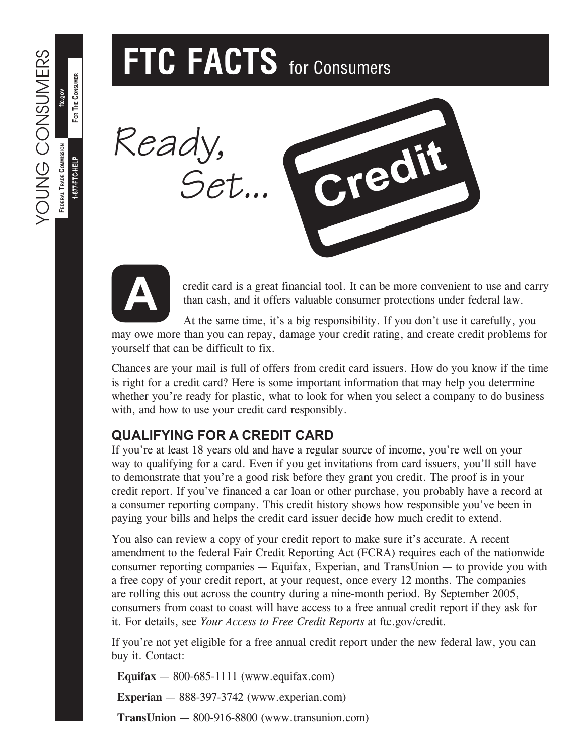# FTC FACTS for Consumers

YOUNG CONSUMERS

FEDERAL TRADE COMMISSION | ftc.gov | 1-877-FTC-HELP | FOR THE CONSUMER

## Ready, Set... Credit

A credit card is a great financial tool. It can be more convenient to use and carry than cash, and it offers valuable consumer protections under federal law.

At the same time, it's a big responsibility. If you don't use it carefully, you may owe more than you can repay, damage your credit rating, and create credit problems for yourself that can be difficult to fix.

Chances are your mail is full of offers from credit card issuers. How do you know if the time is right for a credit card? Here is some important information that may help you determine whether you're ready for plastic, what to look for when you select a company to do business with, and how to use your credit card responsibly.

### QUALIFYING FOR A CREDIT CARD

If you're at least 18 years old and have a regular source of income, you're well on your way to qualifying for a card. Even if you get invitations from card issuers, you'll still have to demonstrate that you're a good risk before they grant you credit. The proof is in your credit report. If you've financed a car loan or other purchase, you probably have a record at a consumer reporting company. This credit history shows how responsible you've been in paying your bills and helps the credit card issuer decide how much credit to extend.

You also can review a copy of your credit report to make sure it's accurate. A recent amendment to the federal Fair Credit Reporting Act (FCRA) requires each of the nationwide consumer reporting companies — Equifax, Experian, and TransUnion — to provide you with a free copy of your credit report, at your request, once every 12 months. The companies are rolling this out across the country during a nine-month period. By September 2005, consumers from coast to coast will have access to a free annual credit report if they ask for it. For details, see *Your Access to Free Credit Reports* at ftc.gov/credit.

If you're not yet eligible for a free annual credit report under the new federal law, you can buy it. Contact:

**Equifax** — 800-685-1111 (www.equifax.com)

**Experian** — 888-397-3742 (www.experian.com)

**TransUnion** — 800-916-8800 (www.transunion.com)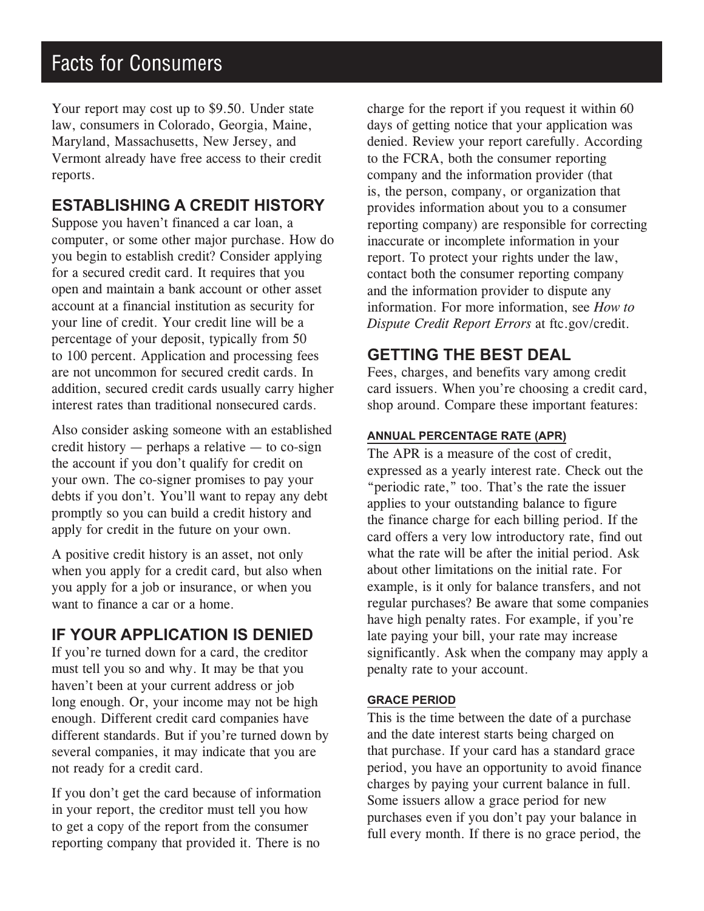Your report may cost up to $9.50. Under state law, consumers in Colorado, Georgia, Maine, Maryland, Massachusetts, New Jersey, and Vermont already have free access to their credit reports.

## ESTABLISHING A CREDIT HISTORY

Suppose you haven't financed a car loan, a computer, or some other major purchase. How do you begin to establish credit? Consider applying for a secured credit card. It requires that you open and maintain a bank account or other asset account at a financial institution as security for your line of credit. Your credit line will be a percentage of your deposit, typically from 50 to 100 percent. Application and processing fees are not uncommon for secured credit cards. In addition, secured credit cards usually carry higher interest rates than traditional nonsecured cards.

Also consider asking someone with an established credit history — perhaps a relative — to co-sign the account if you don't qualify for credit on your own. The co-signer promises to pay your debts if you don't. You'll want to repay any debt promptly so you can build a credit history and apply for credit in the future on your own.

A positive credit history is an asset, not only when you apply for a credit card, but also when you apply for a job or insurance, or when you want to finance a car or a home.

## IF YOUR APPLICATION IS DENIED

If you're turned down for a card, the creditor must tell you so and why. It may be that you haven't been at your current address or job long enough. Or, your income may not be high enough. Different credit card companies have different standards. But if you're turned down by several companies, it may indicate that you are not ready for a credit card.

If you don't get the card because of information in your report, the creditor must tell you how to get a copy of the report from the consumer reporting company that provided it. There is no charge for the report if you request it within 60 days of getting notice that your application was denied. Review your report carefully. According to the FCRA, both the consumer reporting company and the information provider (that is, the person, company, or organization that provides information about you to a consumer reporting company) are responsible for correcting inaccurate or incomplete information in your report. To protect your rights under the law, contact both the consumer reporting company and the information provider to dispute any information. For more information, see *How to Dispute Credit Report Errors* at ftc.gov/credit.

## GETTING THE BEST DEAL

Fees, charges, and benefits vary among credit card issuers. When you're choosing a credit card, shop around. Compare these important features:

### ANNUAL PERCENTAGE RATE (APR)

The APR is a measure of the cost of credit, expressed as a yearly interest rate. Check out the "periodic rate," too. That's the rate the issuer applies to your outstanding balance to figure the finance charge for each billing period. If the card offers a very low introductory rate, find out what the rate will be after the initial period. Ask about other limitations on the initial rate. For example, is it only for balance transfers, and not regular purchases? Be aware that some companies have high penalty rates. For example, if you're late paying your bill, your rate may increase significantly. Ask when the company may apply a penalty rate to your account.

### GRACE PERIOD

This is the time between the date of a purchase and the date interest starts being charged on that purchase. If your card has a standard grace period, you have an opportunity to avoid finance charges by paying your current balance in full. Some issuers allow a grace period for new purchases even if you don't pay your balance in full every month. If there is no grace period, the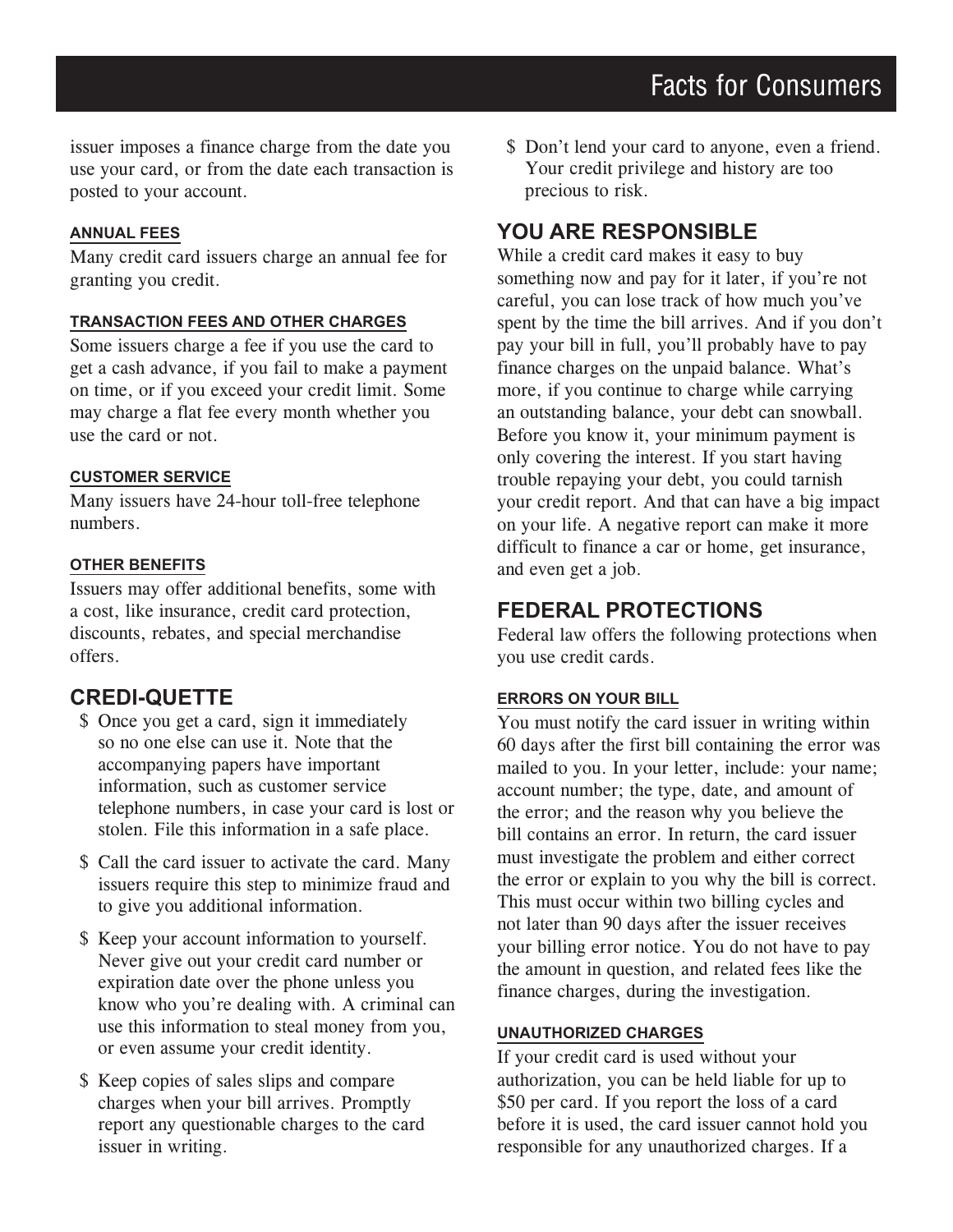issuer imposes a finance charge from the date you use your card, or from the date each transaction is posted to your account.

#### ANNUAL FEES

Many credit card issuers charge an annual fee for granting you credit.

#### TRANSACTION FEES AND OTHER CHARGES

Some issuers charge a fee if you use the card to get a cash advance, if you fail to make a payment on time, or if you exceed your credit limit. Some may charge a flat fee every month whether you use the card or not.

#### CUSTOMER SERVICE

Many issuers have 24-hour toll-free telephone numbers.

#### OTHER BENEFITS

Issuers may offer additional benefits, some with a cost, like insurance, credit card protection, discounts, rebates, and special merchandise offers.

## CREDI-QUETTE

$ Once you get a card, sign it immediately so no one else can use it. Note that the accompanying papers have important information, such as customer service telephone numbers, in case your card is lost or stolen. File this information in a safe place.

$ Call the card issuer to activate the card. Many issuers require this step to minimize fraud and to give you additional information.

$ Keep your account information to yourself. Never give out your credit card number or expiration date over the phone unless you know who you're dealing with. A criminal can use this information to steal money from you, or even assume your credit identity.

$ Keep copies of sales slips and compare charges when your bill arrives. Promptly report any questionable charges to the card issuer in writing.

$ Don't lend your card to anyone, even a friend. Your credit privilege and history are too precious to risk.

## YOU ARE RESPONSIBLE

While a credit card makes it easy to buy something now and pay for it later, if you're not careful, you can lose track of how much you've spent by the time the bill arrives. And if you don't pay your bill in full, you'll probably have to pay finance charges on the unpaid balance. What's more, if you continue to charge while carrying an outstanding balance, your debt can snowball. Before you know it, your minimum payment is only covering the interest. If you start having trouble repaying your debt, you could tarnish your credit report. And that can have a big impact on your life. A negative report can make it more difficult to finance a car or home, get insurance, and even get a job.

## FEDERAL PROTECTIONS

Federal law offers the following protections when you use credit cards.

#### ERRORS ON YOUR BILL

You must notify the card issuer in writing within 60 days after the first bill containing the error was mailed to you. In your letter, include: your name; account number; the type, date, and amount of the error; and the reason why you believe the bill contains an error. In return, the card issuer must investigate the problem and either correct the error or explain to you why the bill is correct. This must occur within two billing cycles and not later than 90 days after the issuer receives your billing error notice. You do not have to pay the amount in question, and related fees like the finance charges, during the investigation.

#### UNAUTHORIZED CHARGES

If your credit card is used without your authorization, you can be held liable for up to $50 per card. If you report the loss of a card before it is used, the card issuer cannot hold you responsible for any unauthorized charges. If a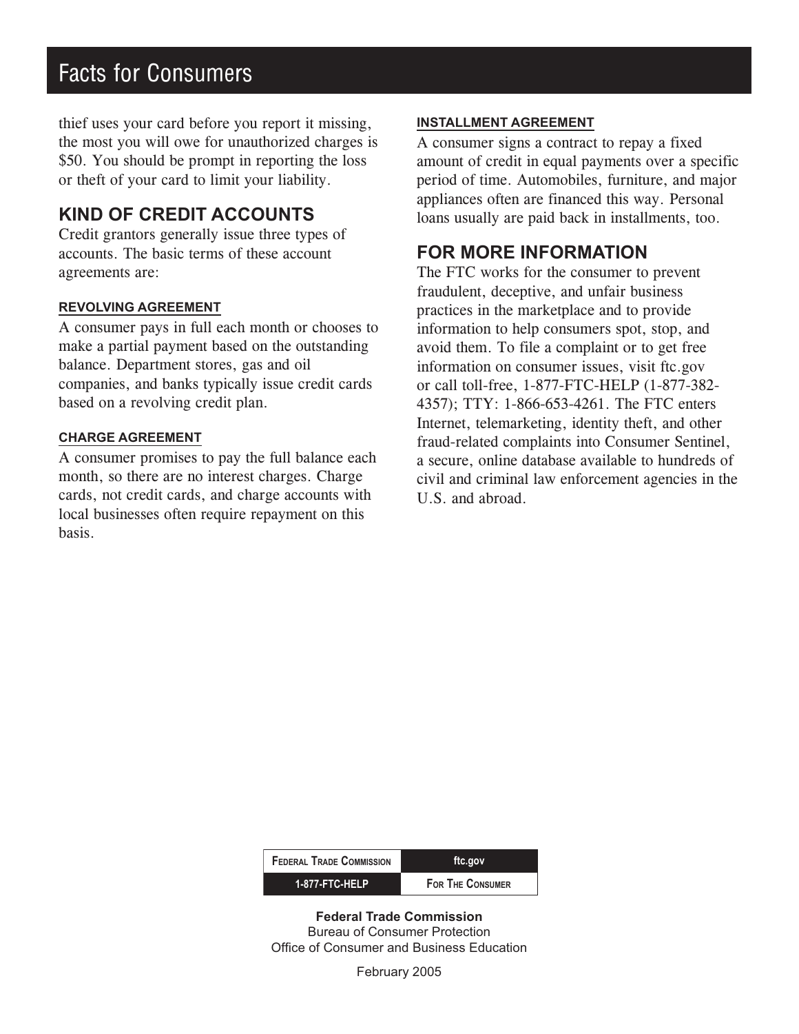thief uses your card before you report it missing, the most you will owe for unauthorized charges is $50. You should be prompt in reporting the loss or theft of your card to limit your liability.

## KIND OF CREDIT ACCOUNTS

Credit grantors generally issue three types of accounts. The basic terms of these account agreements are:

### REVOLVING AGREEMENT

A consumer pays in full each month or chooses to make a partial payment based on the outstanding balance. Department stores, gas and oil companies, and banks typically issue credit cards based on a revolving credit plan.

### CHARGE AGREEMENT

A consumer promises to pay the full balance each month, so there are no interest charges. Charge cards, not credit cards, and charge accounts with local businesses often require repayment on this basis.

### INSTALLMENT AGREEMENT

A consumer signs a contract to repay a fixed amount of credit in equal payments over a specific period of time. Automobiles, furniture, and major appliances often are financed this way. Personal loans usually are paid back in installments, too.

## FOR MORE INFORMATION

The FTC works for the consumer to prevent fraudulent, deceptive, and unfair business practices in the marketplace and to provide information to help consumers spot, stop, and avoid them. To file a complaint or to get free information on consumer issues, visit ftc.gov or call toll-free, 1-877-FTC-HELP (1-877-382-4357); TTY: 1-866-653-4261. The FTC enters Internet, telemarketing, identity theft, and other fraud-related complaints into Consumer Sentinel, a secure, online database available to hundreds of civil and criminal law enforcement agencies in the U.S. and abroad.

| | |
|---|---|
| FEDERAL TRADE COMMISSION | ftc.gov |
| 1-877-FTC-HELP | FOR THE CONSUMER |

**Federal Trade Commission**
Bureau of Consumer Protection
Office of Consumer and Business Education

February 2005